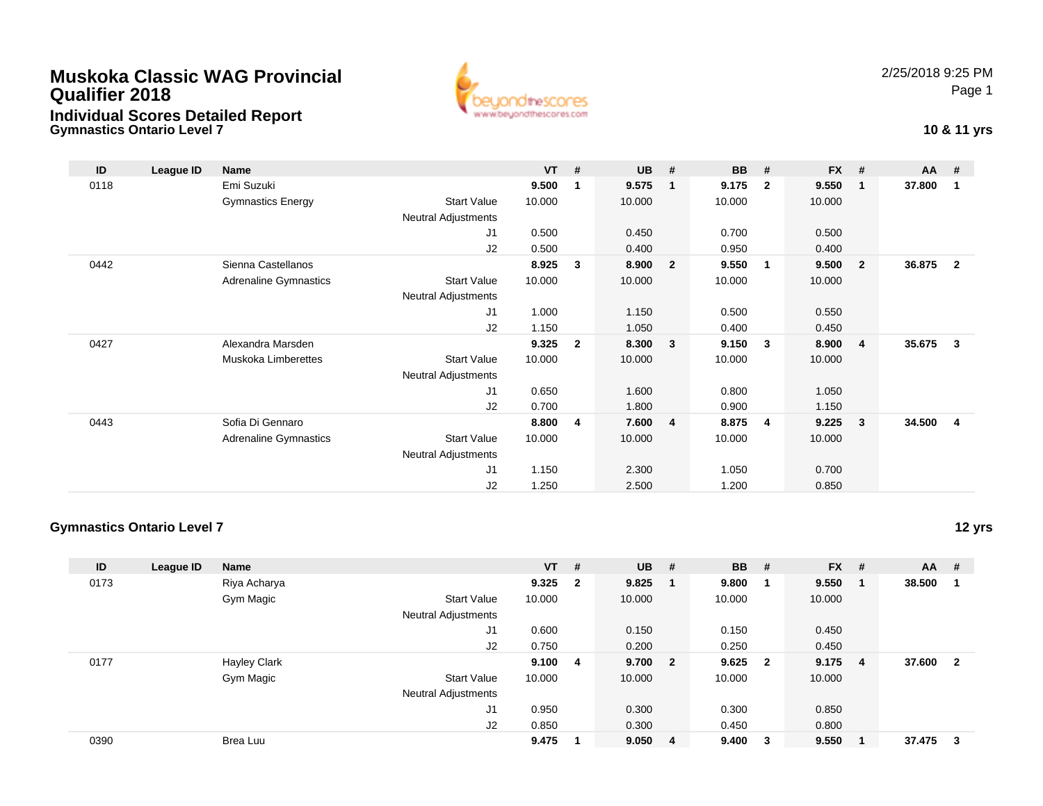# Muskoka Classic WAG Provincial Qualifier 2018

## Individual Scores Detailed Report

### Gymnastics Ontario Level 7

2/25/2018 9:25 PM

**10 & 11 yrs**

| ID | League ID | Name | | VT | # | UB | # | BB | # | FX | # | AA | # |
|---|---|---|---|---|---|---|---|---|---|---|---|---|---|
| 0118 | | Emi Suzuki | | **9.500** | **1** | **9.575** | **1** | **9.175** | **2** | **9.550** | **1** | **37.800** | **1** |
| | | Gymnastics Energy | Start Value | 10.000 | | 10.000 | | 10.000 | | 10.000 | | | |
| | | | Neutral Adjustments | | | | | | | | | | |
| | | | J1 | 0.500 | | 0.450 | | 0.700 | | 0.500 | | | |
| | | | J2 | 0.500 | | 0.400 | | 0.950 | | 0.400 | | | |
| 0442 | | Sienna Castellanos | | **8.925** | **3** | **8.900** | **2** | **9.550** | **1** | **9.500** | **2** | **36.875** | **2** |
| | | Adrenaline Gymnastics | Start Value | 10.000 | | 10.000 | | 10.000 | | 10.000 | | | |
| | | | Neutral Adjustments | | | | | | | | | | |
| | | | J1 | 1.000 | | 1.150 | | 0.500 | | 0.550 | | | |
| | | | J2 | 1.150 | | 1.050 | | 0.400 | | 0.450 | | | |
| 0427 | | Alexandra Marsden | | **9.325** | **2** | **8.300** | **3** | **9.150** | **3** | **8.900** | **4** | **35.675** | **3** |
| | | Muskoka Limberettes | Start Value | 10.000 | | 10.000 | | 10.000 | | 10.000 | | | |
| | | | Neutral Adjustments | | | | | | | | | | |
| | | | J1 | 0.650 | | 1.600 | | 0.800 | | 1.050 | | | |
| | | | J2 | 0.700 | | 1.800 | | 0.900 | | 1.150 | | | |
| 0443 | | Sofia Di Gennaro | | **8.800** | **4** | **7.600** | **4** | **8.875** | **4** | **9.225** | **3** | **34.500** | **4** |
| | | Adrenaline Gymnastics | Start Value | 10.000 | | 10.000 | | 10.000 | | 10.000 | | | |
| | | | Neutral Adjustments | | | | | | | | | | |
| | | | J1 | 1.150 | | 2.300 | | 1.050 | | 0.700 | | | |
| | | | J2 | 1.250 | | 2.500 | | 1.200 | | 0.850 | | | |

### Gymnastics Ontario Level 7

**12 yrs**

| ID | League ID | Name | | VT | # | UB | # | BB | # | FX | # | AA | # |
|---|---|---|---|---|---|---|---|---|---|---|---|---|---|
| 0173 | | Riya Acharya | | **9.325** | **2** | **9.825** | **1** | **9.800** | **1** | **9.550** | **1** | **38.500** | **1** |
| | | Gym Magic | Start Value | 10.000 | | 10.000 | | 10.000 | | 10.000 | | | |
| | | | Neutral Adjustments | | | | | | | | | | |
| | | | J1 | 0.600 | | 0.150 | | 0.150 | | 0.450 | | | |
| | | | J2 | 0.750 | | 0.200 | | 0.250 | | 0.450 | | | |
| 0177 | | Hayley Clark | | **9.100** | **4** | **9.700** | **2** | **9.625** | **2** | **9.175** | **4** | **37.600** | **2** |
| | | Gym Magic | Start Value | 10.000 | | 10.000 | | 10.000 | | 10.000 | | | |
| | | | Neutral Adjustments | | | | | | | | | | |
| | | | J1 | 0.950 | | 0.300 | | 0.300 | | 0.850 | | | |
| | | | J2 | 0.850 | | 0.300 | | 0.450 | | 0.800 | | | |
| 0390 | | Brea Luu | | **9.475** | **1** | **9.050** | **4** | **9.400** | **3** | **9.550** | **1** | **37.475** | **3** |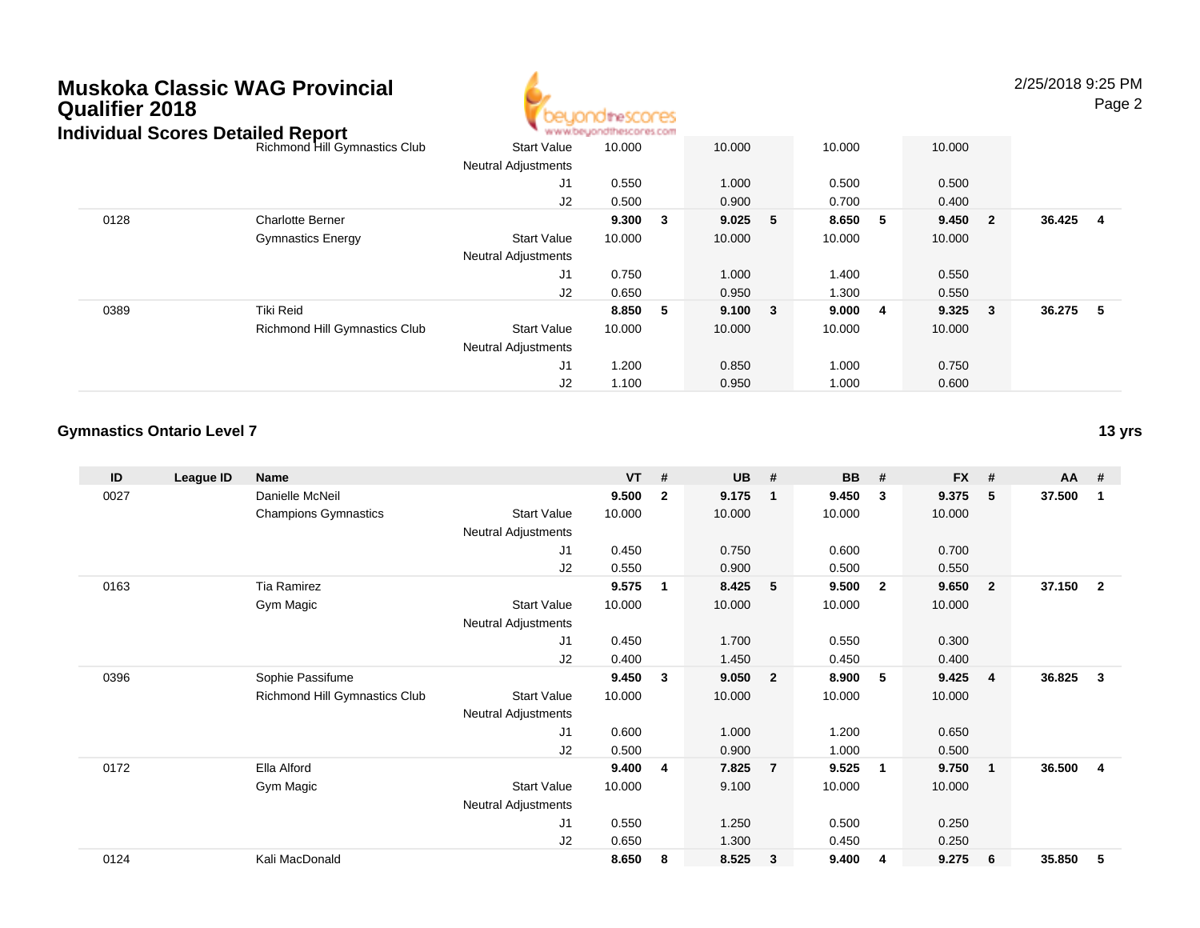# Muskoka Classic WAG Provincial Qualifier 2018

## Individual Scores Detailed Report

| ID | League ID | Name | | VT | # | UB | # | BB | # | FX | # | AA | # |
|---|---|---|---|---|---|---|---|---|---|---|---|---|---|
| | | Richmond Hill Gymnastics Club | Start Value | 10.000 | | 10.000 | | 10.000 | | 10.000 | | | |
| | | | Neutral Adjustments | | | | | | | | | | |
| | | | J1 | 0.550 | | 1.000 | | 0.500 | | 0.500 | | | |
| | | | J2 | 0.500 | | 0.900 | | 0.700 | | 0.400 | | | |
| 0128 | | Charlotte Berner | | **9.300** | **3** | **9.025** | **5** | **8.650** | **5** | **9.450** | **2** | **36.425** | **4** |
| | | Gymnastics Energy | Start Value | 10.000 | | 10.000 | | 10.000 | | 10.000 | | | |
| | | | Neutral Adjustments | | | | | | | | | | |
| | | | J1 | 0.750 | | 1.000 | | 1.400 | | 0.550 | | | |
| | | | J2 | 0.650 | | 0.950 | | 1.300 | | 0.550 | | | |
| 0389 | | Tiki Reid | | **8.850** | **5** | **9.100** | **3** | **9.000** | **4** | **9.325** | **3** | **36.275** | **5** |
| | | Richmond Hill Gymnastics Club | Start Value | 10.000 | | 10.000 | | 10.000 | | 10.000 | | | |
| | | | Neutral Adjustments | | | | | | | | | | |
| | | | J1 | 1.200 | | 0.850 | | 1.000 | | 0.750 | | | |
| | | | J2 | 1.100 | | 0.950 | | 1.000 | | 0.600 | | | |

### Gymnastics Ontario Level 7

**13 yrs**

| ID | League ID | Name | | VT | # | UB | # | BB | # | FX | # | AA | # |
|---|---|---|---|---|---|---|---|---|---|---|---|---|---|
| 0027 | | Danielle McNeil | | **9.500** | **2** | **9.175** | **1** | **9.450** | **3** | **9.375** | **5** | **37.500** | **1** |
| | | Champions Gymnastics | Start Value | 10.000 | | 10.000 | | 10.000 | | 10.000 | | | |
| | | | Neutral Adjustments | | | | | | | | | | |
| | | | J1 | 0.450 | | 0.750 | | 0.600 | | 0.700 | | | |
| | | | J2 | 0.550 | | 0.900 | | 0.500 | | 0.550 | | | |
| 0163 | | Tia Ramirez | | **9.575** | **1** | **8.425** | **5** | **9.500** | **2** | **9.650** | **2** | **37.150** | **2** |
| | | Gym Magic | Start Value | 10.000 | | 10.000 | | 10.000 | | 10.000 | | | |
| | | | Neutral Adjustments | | | | | | | | | | |
| | | | J1 | 0.450 | | 1.700 | | 0.550 | | 0.300 | | | |
| | | | J2 | 0.400 | | 1.450 | | 0.450 | | 0.400 | | | |
| 0396 | | Sophie Passifume | | **9.450** | **3** | **9.050** | **2** | **8.900** | **5** | **9.425** | **4** | **36.825** | **3** |
| | | Richmond Hill Gymnastics Club | Start Value | 10.000 | | 10.000 | | 10.000 | | 10.000 | | | |
| | | | Neutral Adjustments | | | | | | | | | | |
| | | | J1 | 0.600 | | 1.000 | | 1.200 | | 0.650 | | | |
| | | | J2 | 0.500 | | 0.900 | | 1.000 | | 0.500 | | | |
| 0172 | | Ella Alford | | **9.400** | **4** | **7.825** | **7** | **9.525** | **1** | **9.750** | **1** | **36.500** | **4** |
| | | Gym Magic | Start Value | 10.000 | | 9.100 | | 10.000 | | 10.000 | | | |
| | | | Neutral Adjustments | | | | | | | | | | |
| | | | J1 | 0.550 | | 1.250 | | 0.500 | | 0.250 | | | |
| | | | J2 | 0.650 | | 1.300 | | 0.450 | | 0.250 | | | |
| 0124 | | Kali MacDonald | | **8.650** | **8** | **8.525** | **3** | **9.400** | **4** | **9.275** | **6** | **35.850** | **5** |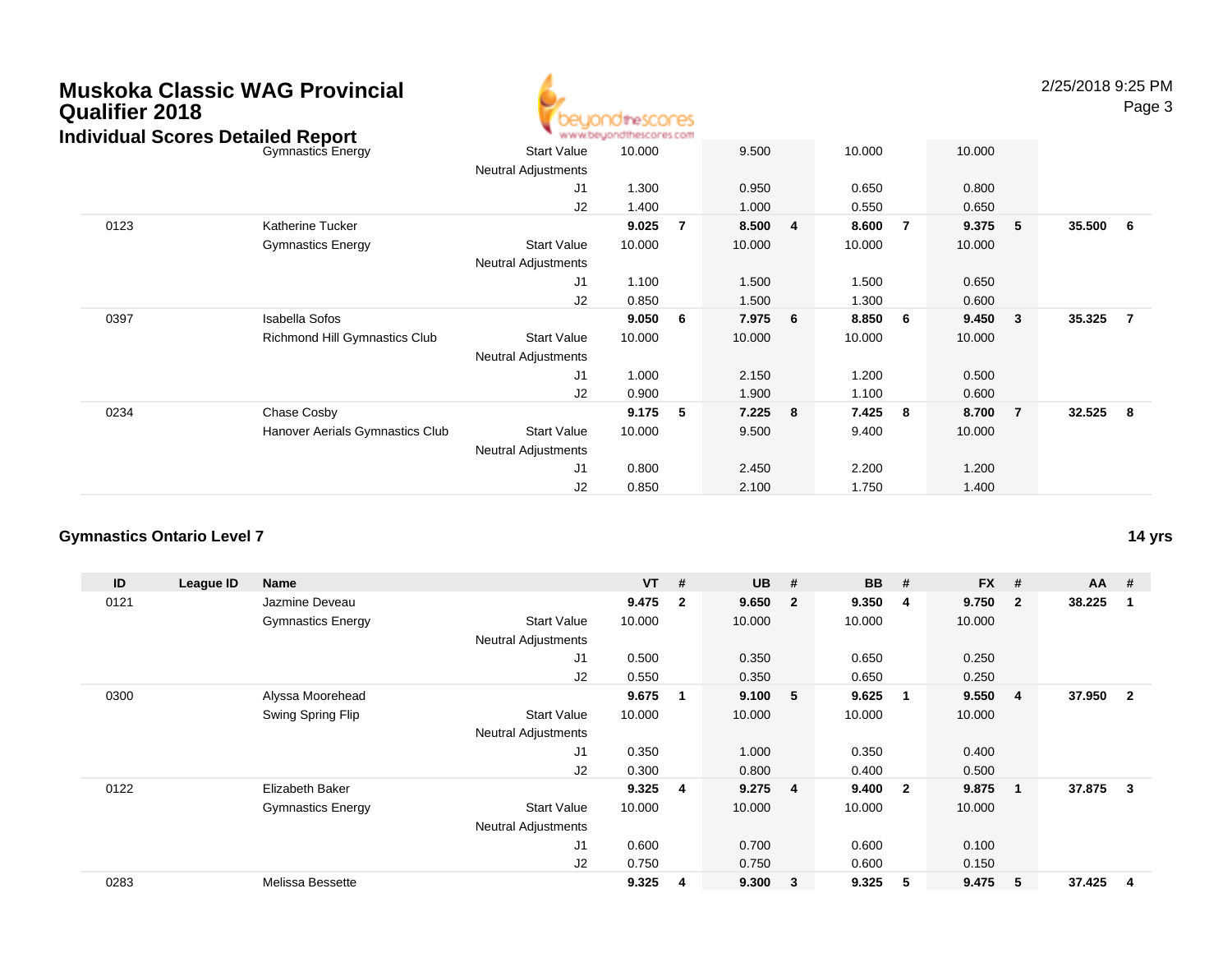# Muskoka Classic WAG Provincial Qualifier 2018

## Individual Scores Detailed Report

| ID | League ID | Name | | VT | # | UB | # | BB | # | FX | # | AA | # |
|---|---|---|---|---|---|---|---|---|---|---|---|---|---|
| | | Gymnastics Energy | Start Value | 10.000 | | 9.500 | | 10.000 | | 10.000 | | | |
| | | | Neutral Adjustments | | | | | | | | | | |
| | | | J1 | 1.300 | | 0.950 | | 0.650 | | 0.800 | | | |
| | | | J2 | 1.400 | | 1.000 | | 0.550 | | 0.650 | | | |
| 0123 | | Katherine Tucker | | **9.025** | **7** | **8.500** | **4** | **8.600** | **7** | **9.375** | **5** | **35.500** | **6** |
| | | Gymnastics Energy | Start Value | 10.000 | | 10.000 | | 10.000 | | 10.000 | | | |
| | | | Neutral Adjustments | | | | | | | | | | |
| | | | J1 | 1.100 | | 1.500 | | 1.500 | | 0.650 | | | |
| | | | J2 | 0.850 | | 1.500 | | 1.300 | | 0.600 | | | |
| 0397 | | Isabella Sofos | | **9.050** | **6** | **7.975** | **6** | **8.850** | **6** | **9.450** | **3** | **35.325** | **7** |
| | | Richmond Hill Gymnastics Club | Start Value | 10.000 | | 10.000 | | 10.000 | | 10.000 | | | |
| | | | Neutral Adjustments | | | | | | | | | | |
| | | | J1 | 1.000 | | 2.150 | | 1.200 | | 0.500 | | | |
| | | | J2 | 0.900 | | 1.900 | | 1.100 | | 0.600 | | | |
| 0234 | | Chase Cosby | | **9.175** | **5** | **7.225** | **8** | **7.425** | **8** | **8.700** | **7** | **32.525** | **8** |
| | | Hanover Aerials Gymnastics Club | Start Value | 10.000 | | 9.500 | | 9.400 | | 10.000 | | | |
| | | | Neutral Adjustments | | | | | | | | | | |
| | | | J1 | 0.800 | | 2.450 | | 2.200 | | 1.200 | | | |
| | | | J2 | 0.850 | | 2.100 | | 1.750 | | 1.400 | | | |

### Gymnastics Ontario Level 7

**14 yrs**

| ID | League ID | Name | | VT | # | UB | # | BB | # | FX | # | AA | # |
|---|---|---|---|---|---|---|---|---|---|---|---|---|---|
| 0121 | | Jazmine Deveau | | **9.475** | **2** | **9.650** | **2** | **9.350** | **4** | **9.750** | **2** | **38.225** | **1** |
| | | Gymnastics Energy | Start Value | 10.000 | | 10.000 | | 10.000 | | 10.000 | | | |
| | | | Neutral Adjustments | | | | | | | | | | |
| | | | J1 | 0.500 | | 0.350 | | 0.650 | | 0.250 | | | |
| | | | J2 | 0.550 | | 0.350 | | 0.650 | | 0.250 | | | |
| 0300 | | Alyssa Moorehead | | **9.675** | **1** | **9.100** | **5** | **9.625** | **1** | **9.550** | **4** | **37.950** | **2** |
| | | Swing Spring Flip | Start Value | 10.000 | | 10.000 | | 10.000 | | 10.000 | | | |
| | | | Neutral Adjustments | | | | | | | | | | |
| | | | J1 | 0.350 | | 1.000 | | 0.350 | | 0.400 | | | |
| | | | J2 | 0.300 | | 0.800 | | 0.400 | | 0.500 | | | |
| 0122 | | Elizabeth Baker | | **9.325** | **4** | **9.275** | **4** | **9.400** | **2** | **9.875** | **1** | **37.875** | **3** |
| | | Gymnastics Energy | Start Value | 10.000 | | 10.000 | | 10.000 | | 10.000 | | | |
| | | | Neutral Adjustments | | | | | | | | | | |
| | | | J1 | 0.600 | | 0.700 | | 0.600 | | 0.100 | | | |
| | | | J2 | 0.750 | | 0.750 | | 0.600 | | 0.150 | | | |
| 0283 | | Melissa Bessette | | **9.325** | **4** | **9.300** | **3** | **9.325** | **5** | **9.475** | **5** | **37.425** | **4** |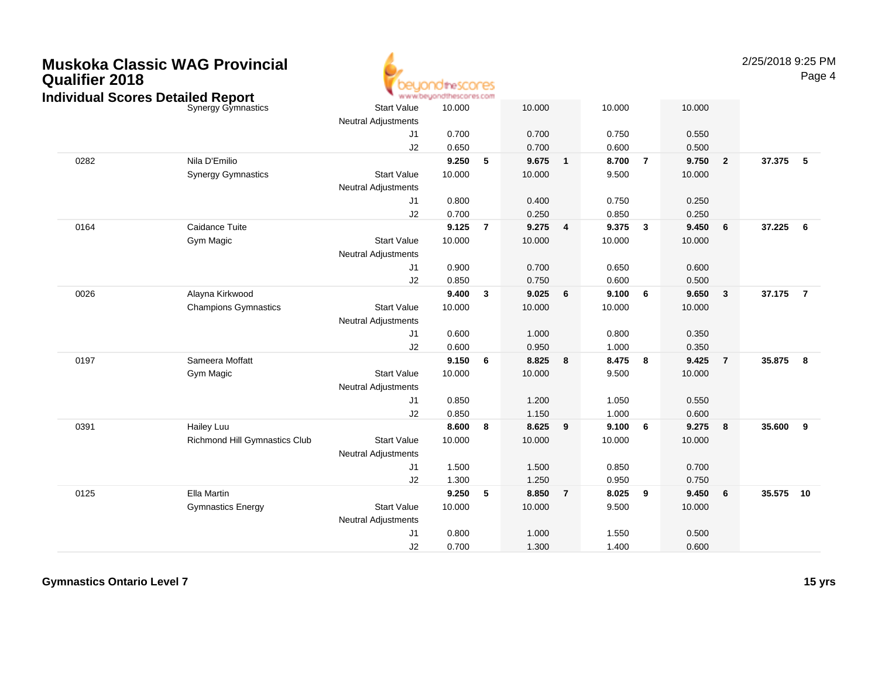# Muskoka Classic WAG Provincial Qualifier 2018

## Individual Scores Detailed Report

| # | Name | | | | | | | | | | | | |
|---|---|---|---|---|---|---|---|---|---|---|---|---|---|
| | Synergy Gymnastics | Start Value | 10.000 | | 10.000 | | 10.000 | | 10.000 | | | | |
| | | Neutral Adjustments | | | | | | | | | | | |
| | | J1 | 0.700 | | 0.700 | | 0.750 | | 0.550 | | | | |
| | | J2 | 0.650 | | 0.700 | | 0.600 | | 0.500 | | | | |
| 0282 | Nila D'Emilio | | **9.250** | **5** | **9.675** | **1** | **8.700** | **7** | **9.750** | **2** | **37.375** | **5** | |
| | Synergy Gymnastics | Start Value | 10.000 | | 10.000 | | 9.500 | | 10.000 | | | | |
| | | Neutral Adjustments | | | | | | | | | | | |
| | | J1 | 0.800 | | 0.400 | | 0.750 | | 0.250 | | | | |
| | | J2 | 0.700 | | 0.250 | | 0.850 | | 0.250 | | | | |
| 0164 | Caidance Tuite | | **9.125** | **7** | **9.275** | **4** | **9.375** | **3** | **9.450** | **6** | **37.225** | **6** | |
| | Gym Magic | Start Value | 10.000 | | 10.000 | | 10.000 | | 10.000 | | | | |
| | | Neutral Adjustments | | | | | | | | | | | |
| | | J1 | 0.900 | | 0.700 | | 0.650 | | 0.600 | | | | |
| | | J2 | 0.850 | | 0.750 | | 0.600 | | 0.500 | | | | |
| 0026 | Alayna Kirkwood | | **9.400** | **3** | **9.025** | **6** | **9.100** | **6** | **9.650** | **3** | **37.175** | **7** | |
| | Champions Gymnastics | Start Value | 10.000 | | 10.000 | | 10.000 | | 10.000 | | | | |
| | | Neutral Adjustments | | | | | | | | | | | |
| | | J1 | 0.600 | | 1.000 | | 0.800 | | 0.350 | | | | |
| | | J2 | 0.600 | | 0.950 | | 1.000 | | 0.350 | | | | |
| 0197 | Sameera Moffatt | | **9.150** | **6** | **8.825** | **8** | **8.475** | **8** | **9.425** | **7** | **35.875** | **8** | |
| | Gym Magic | Start Value | 10.000 | | 10.000 | | 9.500 | | 10.000 | | | | |
| | | Neutral Adjustments | | | | | | | | | | | |
| | | J1 | 0.850 | | 1.200 | | 1.050 | | 0.550 | | | | |
| | | J2 | 0.850 | | 1.150 | | 1.000 | | 0.600 | | | | |
| 0391 | Hailey Luu | | **8.600** | **8** | **8.625** | **9** | **9.100** | **6** | **9.275** | **8** | **35.600** | **9** | |
| | Richmond Hill Gymnastics Club | Start Value | 10.000 | | 10.000 | | 10.000 | | 10.000 | | | | |
| | | Neutral Adjustments | | | | | | | | | | | |
| | | J1 | 1.500 | | 1.500 | | 0.850 | | 0.700 | | | | |
| | | J2 | 1.300 | | 1.250 | | 0.950 | | 0.750 | | | | |
| 0125 | Ella Martin | | **9.250** | **5** | **8.850** | **7** | **8.025** | **9** | **9.450** | **6** | **35.575** | **10** | |
| | Gymnastics Energy | Start Value | 10.000 | | 10.000 | | 9.500 | | 10.000 | | | | |
| | | Neutral Adjustments | | | | | | | | | | | |
| | | J1 | 0.800 | | 1.000 | | 1.550 | | 0.500 | | | | |
| | | J2 | 0.700 | | 1.300 | | 1.400 | | 0.600 | | | | |

**Gymnastics Ontario Level 7** **15 yrs**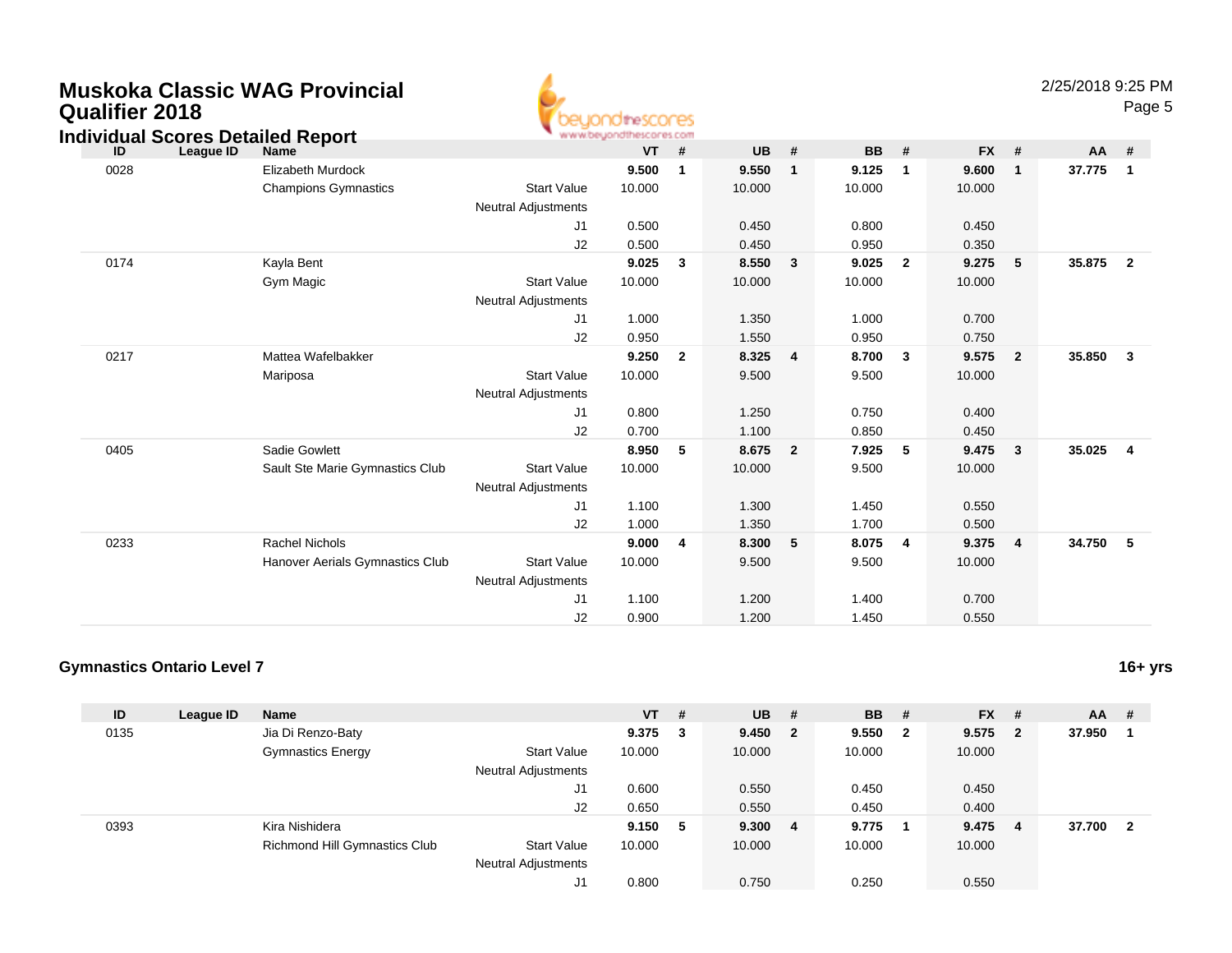# Muskoka Classic WAG Provincial Qualifier 2018

## Individual Scores Detailed Report

2/25/2018 9:25 PM

| ID | League ID | Name | | VT | # | UB | # | BB | # | FX | # | AA | # |
|---|---|---|---|---|---|---|---|---|---|---|---|---|---|
| 0028 | | Elizabeth Murdock | | **9.500** | **1** | **9.550** | **1** | **9.125** | **1** | **9.600** | **1** | **37.775** | **1** |
| | | Champions Gymnastics | Start Value | 10.000 | | 10.000 | | 10.000 | | 10.000 | | | |
| | | | Neutral Adjustments | | | | | | | | | | |
| | | | J1 | 0.500 | | 0.450 | | 0.800 | | 0.450 | | | |
| | | | J2 | 0.500 | | 0.450 | | 0.950 | | 0.350 | | | |
| 0174 | | Kayla Bent | | **9.025** | **3** | **8.550** | **3** | **9.025** | **2** | **9.275** | **5** | **35.875** | **2** |
| | | Gym Magic | Start Value | 10.000 | | 10.000 | | 10.000 | | 10.000 | | | |
| | | | Neutral Adjustments | | | | | | | | | | |
| | | | J1 | 1.000 | | 1.350 | | 1.000 | | 0.700 | | | |
| | | | J2 | 0.950 | | 1.550 | | 0.950 | | 0.750 | | | |
| 0217 | | Mattea Wafelbakker | | **9.250** | **2** | **8.325** | **4** | **8.700** | **3** | **9.575** | **2** | **35.850** | **3** |
| | | Mariposa | Start Value | 10.000 | | 9.500 | | 9.500 | | 10.000 | | | |
| | | | Neutral Adjustments | | | | | | | | | | |
| | | | J1 | 0.800 | | 1.250 | | 0.750 | | 0.400 | | | |
| | | | J2 | 0.700 | | 1.100 | | 0.850 | | 0.450 | | | |
| 0405 | | Sadie Gowlett | | **8.950** | **5** | **8.675** | **2** | **7.925** | **5** | **9.475** | **3** | **35.025** | **4** |
| | | Sault Ste Marie Gymnastics Club | Start Value | 10.000 | | 10.000 | | 9.500 | | 10.000 | | | |
| | | | Neutral Adjustments | | | | | | | | | | |
| | | | J1 | 1.100 | | 1.300 | | 1.450 | | 0.550 | | | |
| | | | J2 | 1.000 | | 1.350 | | 1.700 | | 0.500 | | | |
| 0233 | | Rachel Nichols | | **9.000** | **4** | **8.300** | **5** | **8.075** | **4** | **9.375** | **4** | **34.750** | **5** |
| | | Hanover Aerials Gymnastics Club | Start Value | 10.000 | | 9.500 | | 9.500 | | 10.000 | | | |
| | | | Neutral Adjustments | | | | | | | | | | |
| | | | J1 | 1.100 | | 1.200 | | 1.400 | | 0.700 | | | |
| | | | J2 | 0.900 | | 1.200 | | 1.450 | | 0.550 | | | |

### Gymnastics Ontario Level 7

**16+ yrs**

| ID | League ID | Name | | VT | # | UB | # | BB | # | FX | # | AA | # |
|---|---|---|---|---|---|---|---|---|---|---|---|---|---|
| 0135 | | Jia Di Renzo-Baty | | **9.375** | **3** | **9.450** | **2** | **9.550** | **2** | **9.575** | **2** | **37.950** | **1** |
| | | Gymnastics Energy | Start Value | 10.000 | | 10.000 | | 10.000 | | 10.000 | | | |
| | | | Neutral Adjustments | | | | | | | | | | |
| | | | J1 | 0.600 | | 0.550 | | 0.450 | | 0.450 | | | |
| | | | J2 | 0.650 | | 0.550 | | 0.450 | | 0.400 | | | |
| 0393 | | Kira Nishidera | | **9.150** | **5** | **9.300** | **4** | **9.775** | **1** | **9.475** | **4** | **37.700** | **2** |
| | | Richmond Hill Gymnastics Club | Start Value | 10.000 | | 10.000 | | 10.000 | | 10.000 | | | |
| | | | Neutral Adjustments | | | | | | | | | | |
| | | | J1 | 0.800 | | 0.750 | | 0.250 | | 0.550 | | | |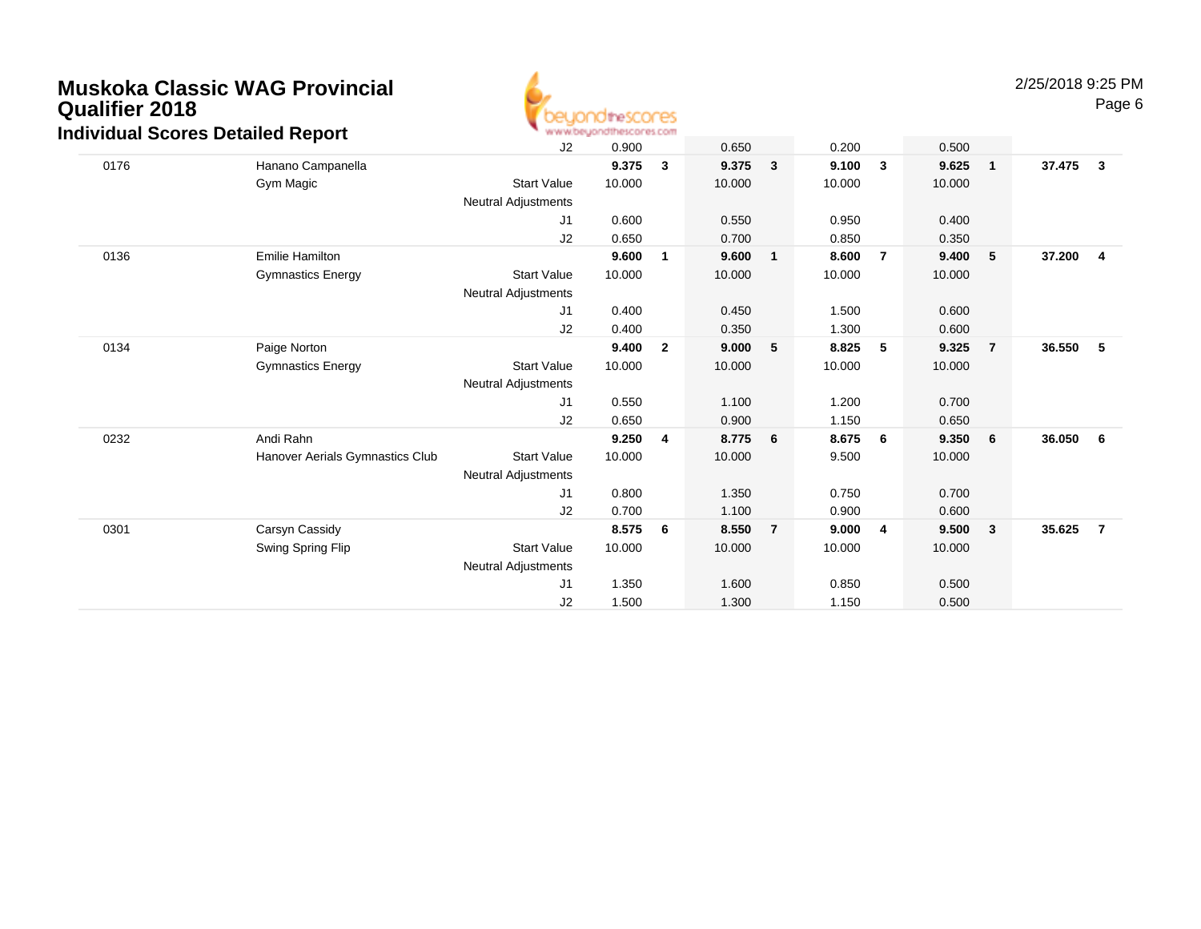# Muskoka Classic WAG Provincial Qualifier 2018

## Individual Scores Detailed Report

2/25/2018 9:25 PM

| | | | | | | | | | | | | |
|---|---|---|---|---|---|---|---|---|---|---|---|---|
| | | J2 | 0.900 | | 0.650 | | 0.200 | | 0.500 | | | |
| 0176 | Hanano Campanella | | **9.375** | **3** | **9.375** | **3** | **9.100** | **3** | **9.625** | **1** | **37.475** | **3** |
| | Gym Magic | Start Value | 10.000 | | 10.000 | | 10.000 | | 10.000 | | | |
| | | Neutral Adjustments | | | | | | | | | | |
| | | J1 | 0.600 | | 0.550 | | 0.950 | | 0.400 | | | |
| | | J2 | 0.650 | | 0.700 | | 0.850 | | 0.350 | | | |
| 0136 | Emilie Hamilton | | **9.600** | **1** | **9.600** | **1** | **8.600** | **7** | **9.400** | **5** | **37.200** | **4** |
| | Gymnastics Energy | Start Value | 10.000 | | 10.000 | | 10.000 | | 10.000 | | | |
| | | Neutral Adjustments | | | | | | | | | | |
| | | J1 | 0.400 | | 0.450 | | 1.500 | | 0.600 | | | |
| | | J2 | 0.400 | | 0.350 | | 1.300 | | 0.600 | | | |
| 0134 | Paige Norton | | **9.400** | **2** | **9.000** | **5** | **8.825** | **5** | **9.325** | **7** | **36.550** | **5** |
| | Gymnastics Energy | Start Value | 10.000 | | 10.000 | | 10.000 | | 10.000 | | | |
| | | Neutral Adjustments | | | | | | | | | | |
| | | J1 | 0.550 | | 1.100 | | 1.200 | | 0.700 | | | |
| | | J2 | 0.650 | | 0.900 | | 1.150 | | 0.650 | | | |
| 0232 | Andi Rahn | | **9.250** | **4** | **8.775** | **6** | **8.675** | **6** | **9.350** | **6** | **36.050** | **6** |
| | Hanover Aerials Gymnastics Club | Start Value | 10.000 | | 10.000 | | 9.500 | | 10.000 | | | |
| | | Neutral Adjustments | | | | | | | | | | |
| | | J1 | 0.800 | | 1.350 | | 0.750 | | 0.700 | | | |
| | | J2 | 0.700 | | 1.100 | | 0.900 | | 0.600 | | | |
| 0301 | Carsyn Cassidy | | **8.575** | **6** | **8.550** | **7** | **9.000** | **4** | **9.500** | **3** | **35.625** | **7** |
| | Swing Spring Flip | Start Value | 10.000 | | 10.000 | | 10.000 | | 10.000 | | | |
| | | Neutral Adjustments | | | | | | | | | | |
| | | J1 | 1.350 | | 1.600 | | 0.850 | | 0.500 | | | |
| | | J2 | 1.500 | | 1.300 | | 1.150 | | 0.500 | | | |